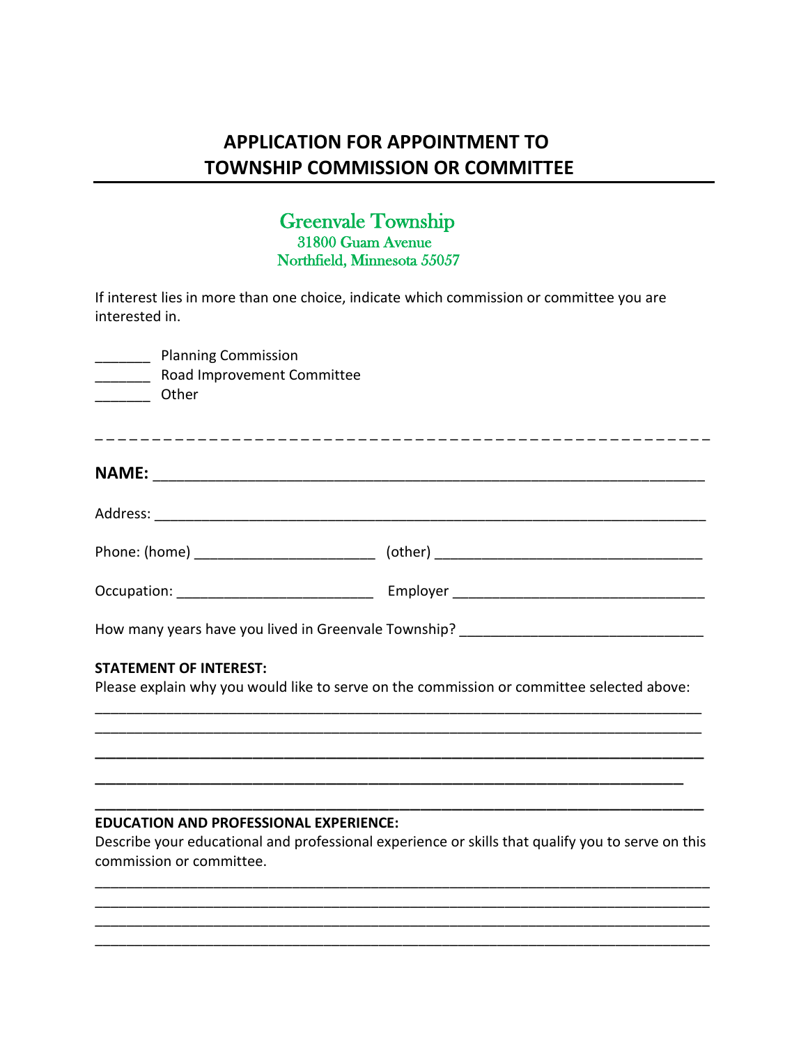# APPLICATION FOR APPOINTMENT TO TOWNSHIP COMMISSION OR COMMITTEE

**Greenvale Township**
31800 Guam Avenue
Northfield, Minnesota 55057

If interest lies in more than one choice, indicate which commission or committee you are interested in.

_______ Planning Commission
_______ Road Improvement Committee
_______ Other

- - - - - - - - - - - - - - - - - - - - - - - - - - - - - - - - - - - - - - - - - - - - - - - - - - - -

**NAME:** ______________________________________________________________

Address: _______________________________________________________________

Phone: (home) ______________________ (other) _______________________________

Occupation: ________________________ Employer _____________________________

How many years have you lived in Greenvale Township? ___________________________

**STATEMENT OF INTEREST:**
Please explain why you would like to serve on the commission or committee selected above:
________________________________________________________________________
________________________________________________________________________
________________________________________________________________________
________________________________________________________________________
________________________________________________________________________

**EDUCATION AND PROFESSIONAL EXPERIENCE:**
Describe your educational and professional experience or skills that qualify you to serve on this commission or committee.
________________________________________________________________________
________________________________________________________________________
________________________________________________________________________
________________________________________________________________________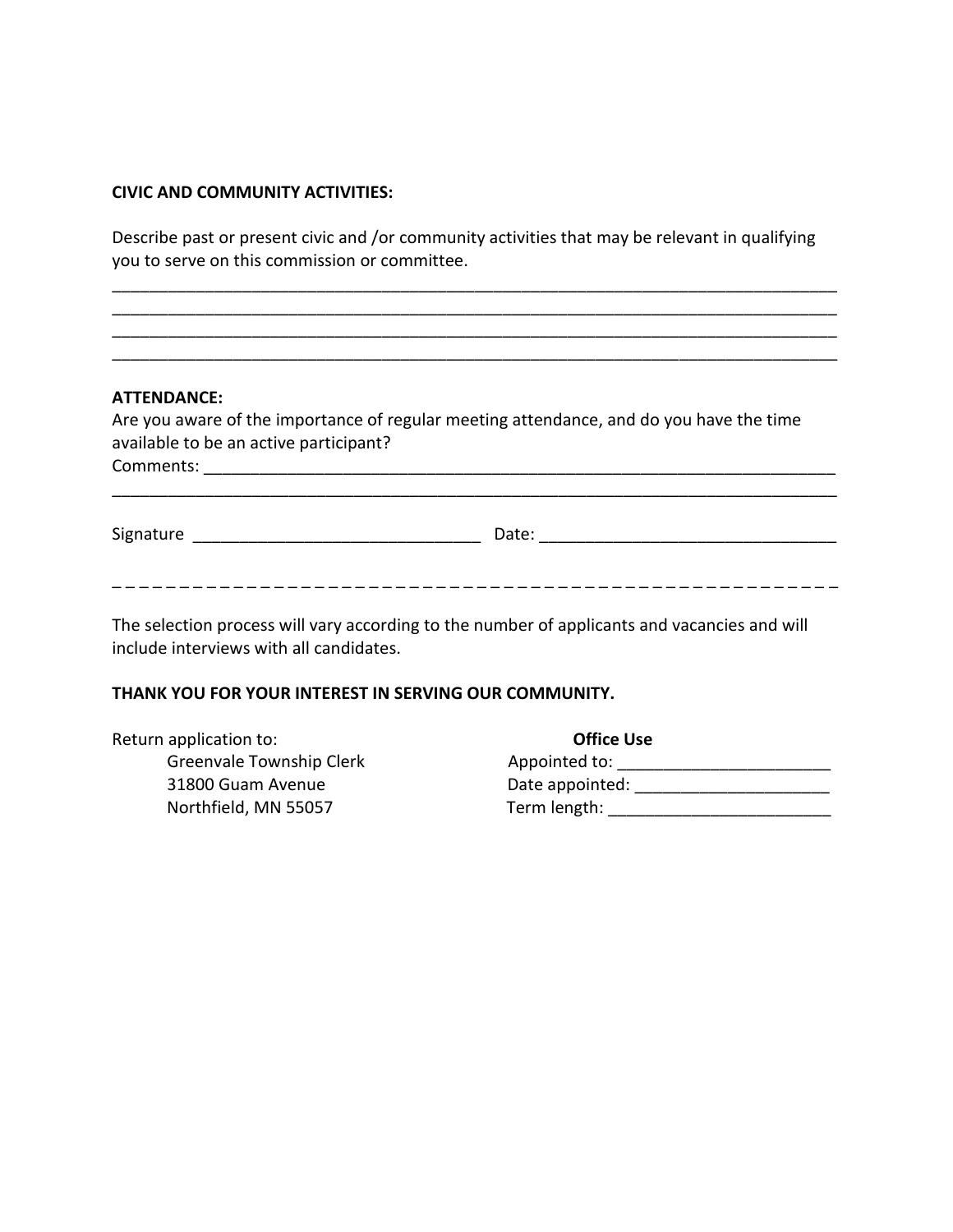**CIVIC AND COMMUNITY ACTIVITIES:**

Describe past or present civic and /or community activities that may be relevant in qualifying you to serve on this commission or committee.

_______________________________________________________________________________
_______________________________________________________________________________
_______________________________________________________________________________
_______________________________________________________________________________

**ATTENDANCE:**
Are you aware of the importance of regular meeting attendance, and do you have the time available to be an active participant?
Comments: _____________________________________________________________________
_______________________________________________________________________________

Signature _______________________________ Date: ________________________________

_ _ _ _ _ _ _ _ _ _ _ _ _ _ _ _ _ _ _ _ _ _ _ _ _ _ _ _ _ _ _ _ _ _ _ _ _ _ _ _ _ _ _ _ _ _ _ _ _ _ _ _ _ _ _ _

The selection process will vary according to the number of applicants and vacancies and will include interviews with all candidates.

**THANK YOU FOR YOUR INTEREST IN SERVING OUR COMMUNITY.**

Return application to:
Greenvale Township Clerk
31800 Guam Avenue
Northfield, MN 55057

**Office Use**
Appointed to: ______________________
Date appointed: _____________________
Term length: _______________________